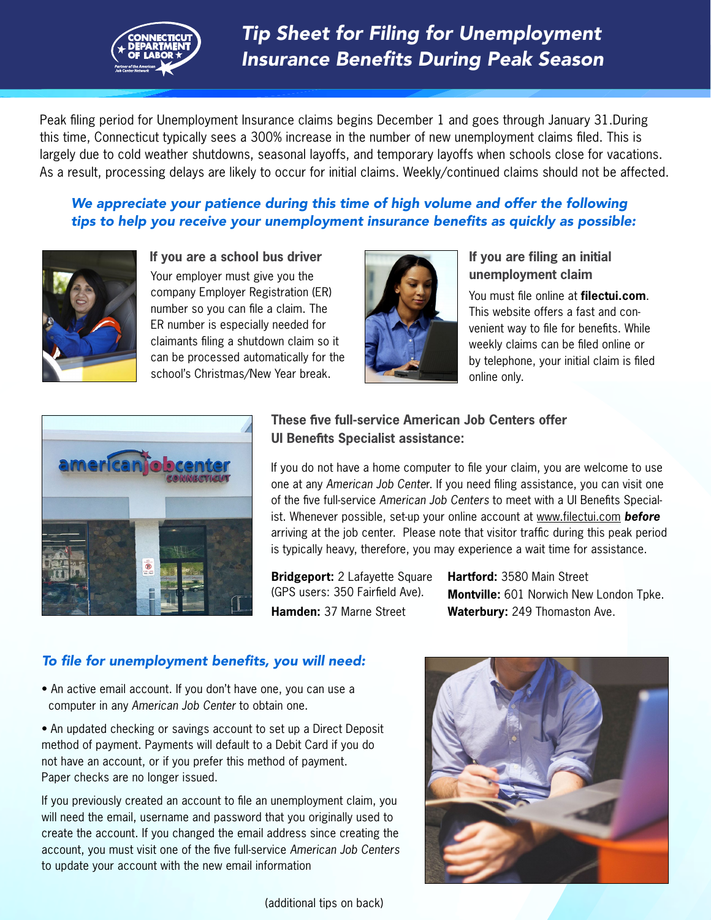# Tip Sheet for Filing for Unemployment Insurance Benefits During Peak Season

Peak filing period for Unemployment Insurance claims begins December 1 and goes through January 31.During this time, Connecticut typically sees a 300% increase in the number of new unemployment claims filed. This is largely due to cold weather shutdowns, seasonal layoffs, and temporary layoffs when schools close for vacations. As a result, processing delays are likely to occur for initial claims. Weekly/continued claims should not be affected.

***We appreciate your patience during this time of high volume and offer the following tips to help you receive your unemployment insurance benefits as quickly as possible:***

### If you are a school bus driver

Your employer must give you the company Employer Registration (ER) number so you can file a claim. The ER number is especially needed for claimants filing a shutdown claim so it can be processed automatically for the school's Christmas/New Year break.

### If you are filing an initial unemployment claim

You must file online at **filectui.com**. This website offers a fast and convenient way to file for benefits. While weekly claims can be filed online or by telephone, your initial claim is filed online only.

### These five full-service American Job Centers offer UI Benefits Specialist assistance:

If you do not have a home computer to file your claim, you are welcome to use one at any *American Job Center*. If you need filing assistance, you can visit one of the five full-service *American Job Centers* to meet with a UI Benefits Specialist. Whenever possible, set-up your online account at www.filectui.com ***before*** arriving at the job center. Please note that visitor traffic during this peak period is typically heavy, therefore, you may experience a wait time for assistance.

**Bridgeport:** 2 Lafayette Square (GPS users: 350 Fairfield Ave).
**Hamden:** 37 Marne Street
**Hartford:** 3580 Main Street
**Montville:** 601 Norwich New London Tpke.
**Waterbury:** 249 Thomaston Ave.

### *To file for unemployment benefits, you will need:*

- An active email account. If you don't have one, you can use a computer in any *American Job Center* to obtain one.
- An updated checking or savings account to set up a Direct Deposit method of payment. Payments will default to a Debit Card if you do not have an account, or if you prefer this method of payment. Paper checks are no longer issued.

If you previously created an account to file an unemployment claim, you will need the email, username and password that you originally used to create the account. If you changed the email address since creating the account, you must visit one of the five full-service *American Job Centers* to update your account with the new email information

(additional tips on back)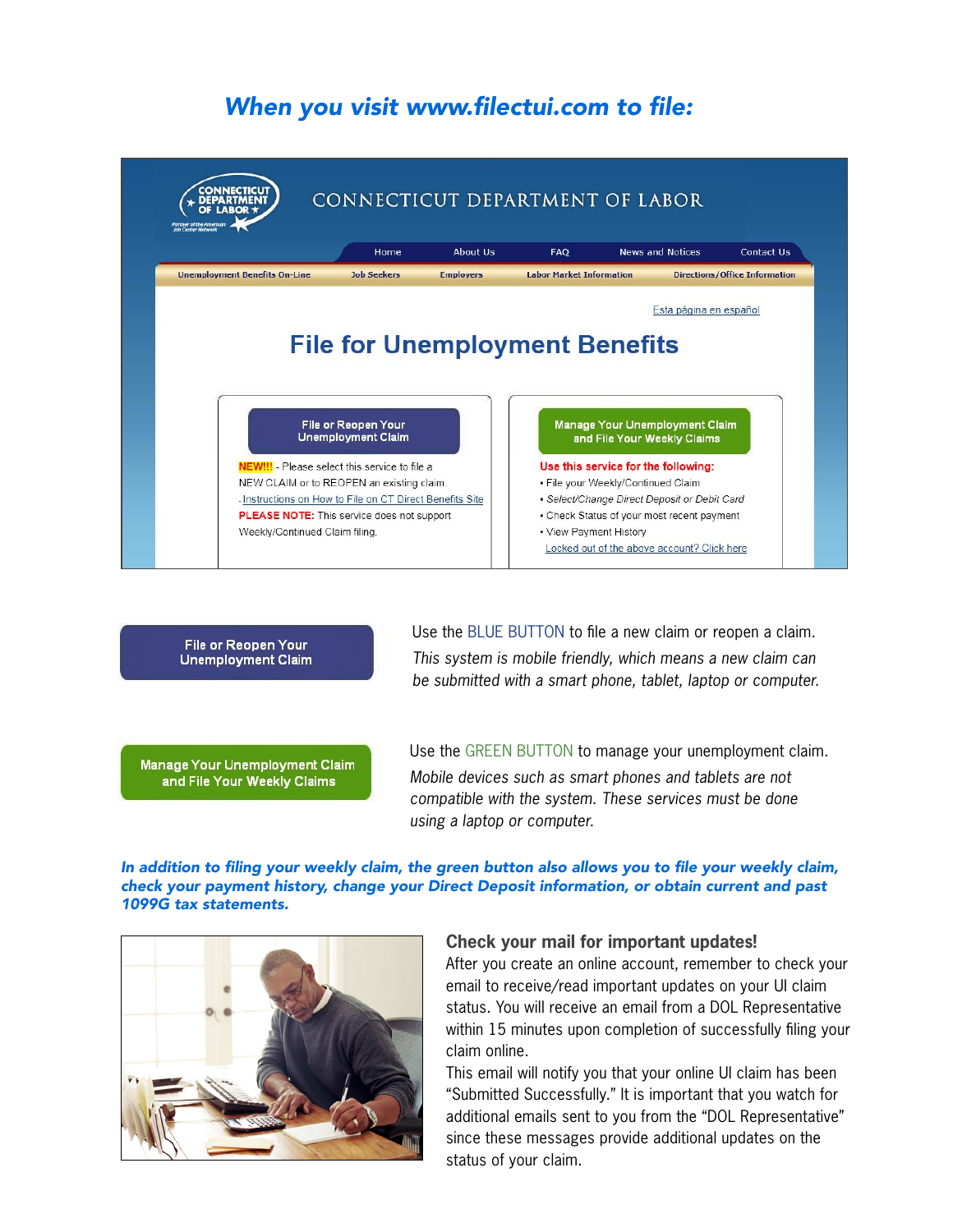## *When you visit www.filectui.com to file:*

CONNECTICUT DEPARTMENT OF LABOR

Home | About Us | FAQ | News and Notices | Contact Us

Unemployment Benefits On-Line | Job Seekers | Employers | Labor Market Information | Directions/Office Information

Esta página en español

# File for Unemployment Benefits

**File or Reopen Your Unemployment Claim**

NEW!!! - Please select this service to file a NEW CLAIM or to REOPEN an existing claim.

- Instructions on How to File on CT Direct Benefits Site

**PLEASE NOTE:** This service does not support Weekly/Continued Claim filing.

**Manage Your Unemployment Claim and File Your Weekly Claims**

**Use this service for the following:**

- File your Weekly/Continued Claim
- *Select/Change Direct Deposit or Debit Card*
- Check Status of your most recent payment
- View Payment History

Locked out of the above account? Click here

**File or Reopen Your Unemployment Claim**

Use the BLUE BUTTON to file a new claim or reopen a claim. *This system is mobile friendly, which means a new claim can be submitted with a smart phone, tablet, laptop or computer.*

**Manage Your Unemployment Claim and File Your Weekly Claims**

Use the GREEN BUTTON to manage your unemployment claim. *Mobile devices such as smart phones and tablets are not compatible with the system. These services must be done using a laptop or computer.*

***In addition to filing your weekly claim, the green button also allows you to file your weekly claim, check your payment history, change your Direct Deposit information, or obtain current and past 1099G tax statements.***

### Check your mail for important updates!

After you create an online account, remember to check your email to receive/read important updates on your UI claim status. You will receive an email from a DOL Representative within 15 minutes upon completion of successfully filing your claim online.

This email will notify you that your online UI claim has been "Submitted Successfully." It is important that you watch for additional emails sent to you from the "DOL Representative" since these messages provide additional updates on the status of your claim.